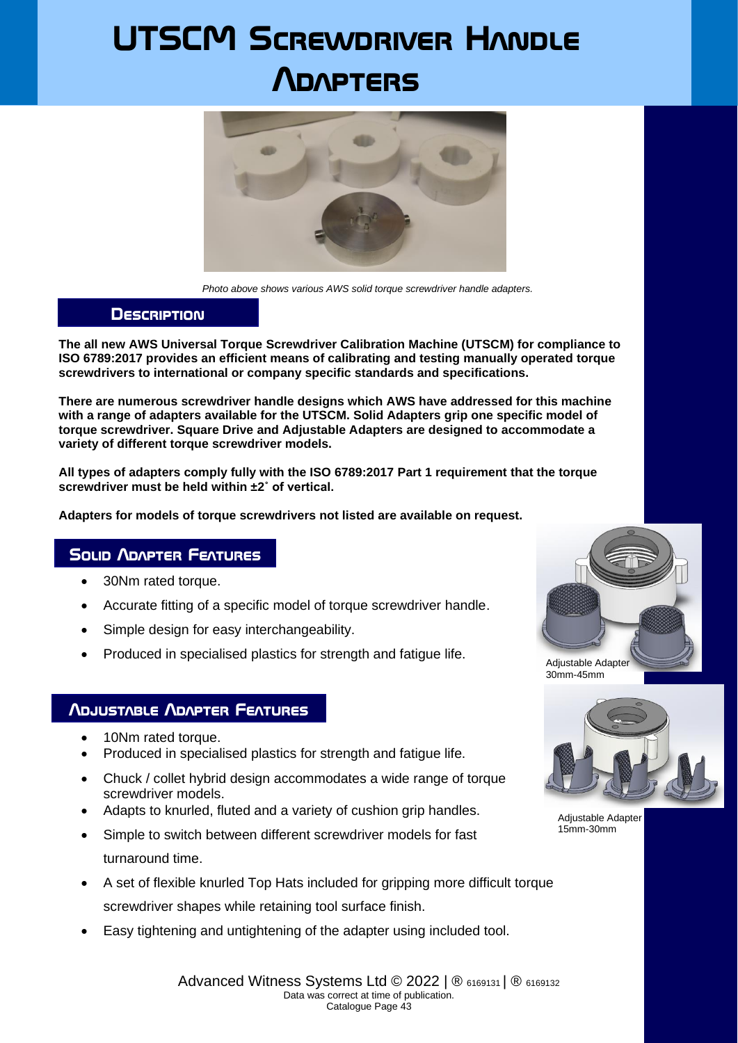# UTSCM Screwdriver Handle Adapters

*Photo above shows various AWS solid torque screwdriver handle adapters.*

## Description

**The all new AWS Universal Torque Screwdriver Calibration Machine (UTSCM) for compliance to ISO 6789:2017 provides an efficient means of calibrating and testing manually operated torque screwdrivers to international or company specific standards and specifications.**

**There are numerous screwdriver handle designs which AWS have addressed for this machine with a range of adapters available for the UTSCM. Solid Adapters grip one specific model of torque screwdriver. Square Drive and Adjustable Adapters are designed to accommodate a variety of different torque screwdriver models.**

**All types of adapters comply fully with the ISO 6789:2017 Part 1 requirement that the torque screwdriver must be held within ±2˚ of vertical.**

**Adapters for models of torque screwdrivers not listed are available on request.**

## Solid Adapter Features

- 30Nm rated torque.
- Accurate fitting of a specific model of torque screwdriver handle.
- Simple design for easy interchangeability.
- Produced in specialised plastics for strength and fatigue life.

Adjustable Adapter 30mm-45mm

## Adjustable Adapter Features

- 10Nm rated torque.
- Produced in specialised plastics for strength and fatigue life.
- Chuck / collet hybrid design accommodates a wide range of torque screwdriver models.
- Adapts to knurled, fluted and a variety of cushion grip handles.
- Simple to switch between different screwdriver models for fast turnaround time.
- A set of flexible knurled Top Hats included for gripping more difficult torque screwdriver shapes while retaining tool surface finish.
- Easy tightening and untightening of the adapter using included tool.

Adjustable Adapter 15mm-30mm

Advanced Witness Systems Ltd © 2022 | ® 6169131 | ® 6169132
Data was correct at time of publication.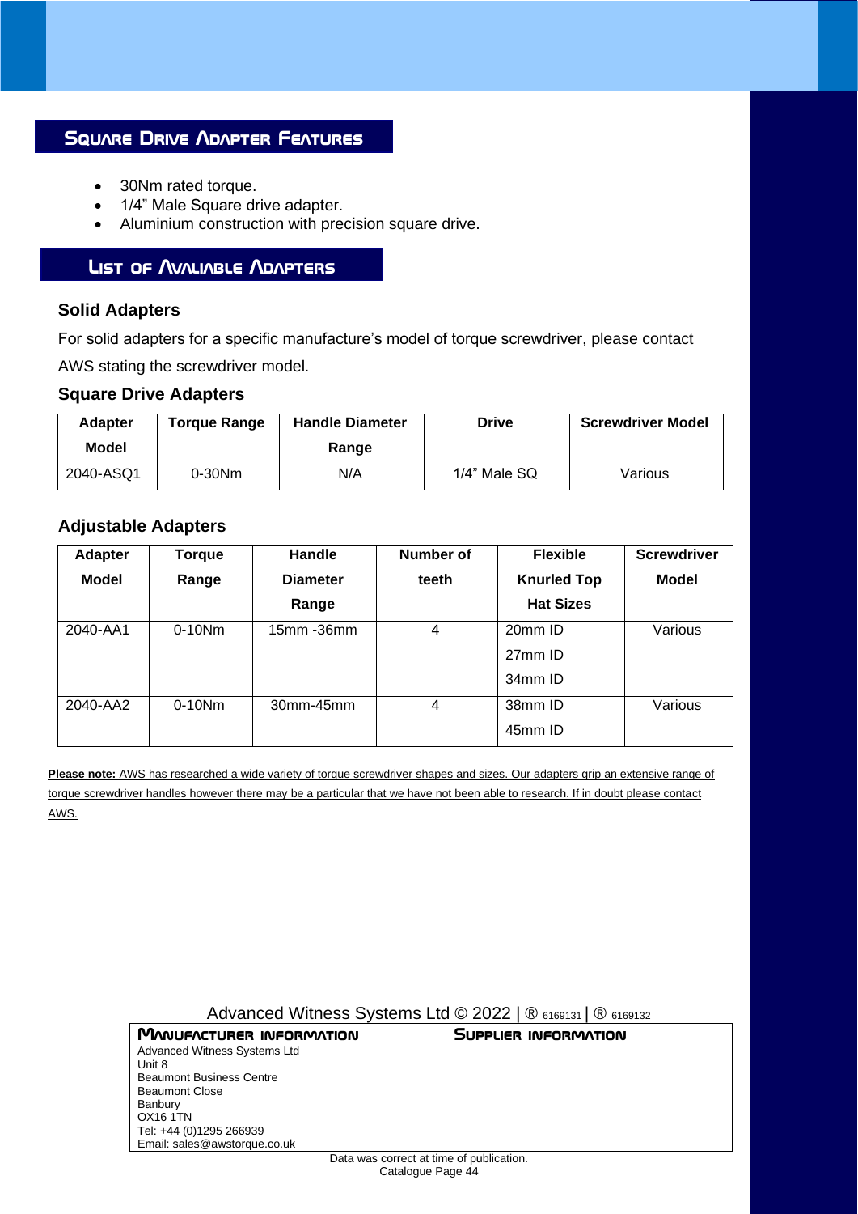## Square Drive Adapter Features

- 30Nm rated torque.
- 1/4" Male Square drive adapter.
- Aluminium construction with precision square drive.

## List of Avaliable Adapters

### Solid Adapters

For solid adapters for a specific manufacture's model of torque screwdriver, please contact AWS stating the screwdriver model.

### Square Drive Adapters

| Adapter Model | Torque Range | Handle Diameter Range | Drive | Screwdriver Model |
|---|---|---|---|---|
| 2040-ASQ1 | 0-30Nm | N/A | 1/4" Male SQ | Various |

### Adjustable Adapters

| Adapter Model | Torque Range | Handle Diameter Range | Number of teeth | Flexible Knurled Top Hat Sizes | Screwdriver Model |
|---|---|---|---|---|---|
| 2040-AA1 | 0-10Nm | 15mm -36mm | 4 | 20mm ID<br>27mm ID<br>34mm ID | Various |
| 2040-AA2 | 0-10Nm | 30mm-45mm | 4 | 38mm ID<br>45mm ID | Various |

**Please note:** AWS has researched a wide variety of torque screwdriver shapes and sizes. Our adapters grip an extensive range of torque screwdriver handles however there may be a particular that we have not been able to research. If in doubt please contact AWS.

Advanced Witness Systems Ltd © 2022 | ® 6169131 | ® 6169132

| Manufacturer Information | Supplier Information |
|---|---|
| Advanced Witness Systems Ltd<br>Unit 8<br>Beaumont Business Centre<br>Beaumont Close<br>Banbury<br>OX16 1TN<br>Tel: +44 (0)1295 266939<br>Email: sales@awstorque.co.uk | |

Data was correct at time of publication.
Catalogue Page 44